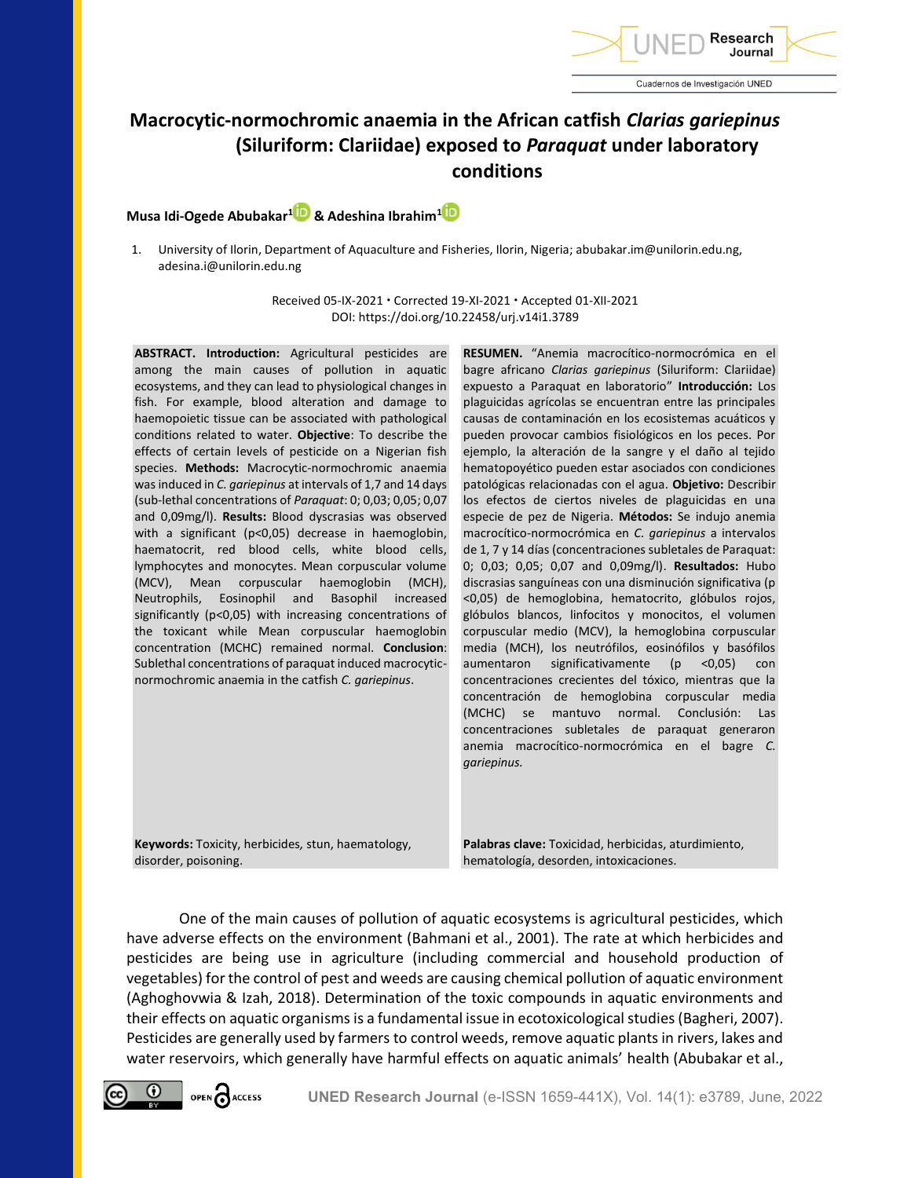# Macrocytic-normochromic anaemia in the African catfish *Clarias gariepinus* (Siluriform: Clariidae) exposed to *Paraquat* under laboratory conditions

**Musa Idi-Ogede Abubakar[1] & Adeshina Ibrahim[1]**

1. University of Ilorin, Department of Aquaculture and Fisheries, Ilorin, Nigeria; abubakar.im@unilorin.edu.ng, adesina.i@unilorin.edu.ng

Received 05-IX-2021 • Corrected 19-XI-2021 • Accepted 01-XII-2021
DOI: https://doi.org/10.22458/urj.v14i1.3789

**ABSTRACT. Introduction:** Agricultural pesticides are among the main causes of pollution in aquatic ecosystems, and they can lead to physiological changes in fish. For example, blood alteration and damage to haemopoietic tissue can be associated with pathological conditions related to water. **Objective**: To describe the effects of certain levels of pesticide on a Nigerian fish species. **Methods:** Macrocytic-normochromic anaemia was induced in *C. gariepinus* at intervals of 1,7 and 14 days (sub-lethal concentrations of *Paraquat*: 0; 0,03; 0,05; 0,07 and 0,09mg/l). **Results:** Blood dyscrasias was observed with a significant (p<0,05) decrease in haemoglobin, haematocrit, red blood cells, white blood cells, lymphocytes and monocytes. Mean corpuscular volume (MCV), Mean corpuscular haemoglobin (MCH), Neutrophils, Eosinophil and Basophil increased significantly (p<0,05) with increasing concentrations of the toxicant while Mean corpuscular haemoglobin concentration (MCHC) remained normal. **Conclusion**: Sublethal concentrations of paraquat induced macrocytic-normochromic anaemia in the catfish *C. gariepinus*.

**Keywords:** Toxicity, herbicides, stun, haematology, disorder, poisoning.

**RESUMEN.** "Anemia macrocítico-normocrómica en el bagre africano *Clarias gariepinus* (Siluriform: Clariidae) expuesto a Paraquat en laboratorio" **Introducción:** Los plaguicidas agrícolas se encuentran entre las principales causas de contaminación en los ecosistemas acuáticos y pueden provocar cambios fisiológicos en los peces. Por ejemplo, la alteración de la sangre y el daño al tejido hematopoyético pueden estar asociados con condiciones patológicas relacionadas con el agua. **Objetivo:** Describir los efectos de ciertos niveles de plaguicidas en una especie de pez de Nigeria. **Métodos:** Se indujo anemia macrocítico-normocrómica en *C. gariepinus* a intervalos de 1, 7 y 14 días (concentraciones subletales de Paraquat: 0; 0,03; 0,05; 0,07 and 0,09mg/l). **Resultados:** Hubo discrasias sanguíneas con una disminución significativa (p <0,05) de hemoglobina, hematocrito, glóbulos rojos, glóbulos blancos, linfocitos y monocitos, el volumen corpuscular medio (MCV), la hemoglobina corpuscular media (MCH), los neutrófilos, eosinófilos y basófilos aumentaron significativamente (p <0,05) con concentraciones crecientes del tóxico, mientras que la concentración de hemoglobina corpuscular media (MCHC) se mantuvo normal. Conclusión: Las concentraciones subletales de paraquat generaron anemia macrocítico-normocrómica en el bagre *C. gariepinus.*

**Palabras clave:** Toxicidad, herbicidas, aturdimiento, hematología, desorden, intoxicaciones.

One of the main causes of pollution of aquatic ecosystems is agricultural pesticides, which have adverse effects on the environment (Bahmani et al., 2001). The rate at which herbicides and pesticides are being use in agriculture (including commercial and household production of vegetables) for the control of pest and weeds are causing chemical pollution of aquatic environment (Aghoghovwia & Izah, 2018). Determination of the toxic compounds in aquatic environments and their effects on aquatic organisms is a fundamental issue in ecotoxicological studies (Bagheri, 2007). Pesticides are generally used by farmers to control weeds, remove aquatic plants in rivers, lakes and water reservoirs, which generally have harmful effects on aquatic animals' health (Abubakar et al.,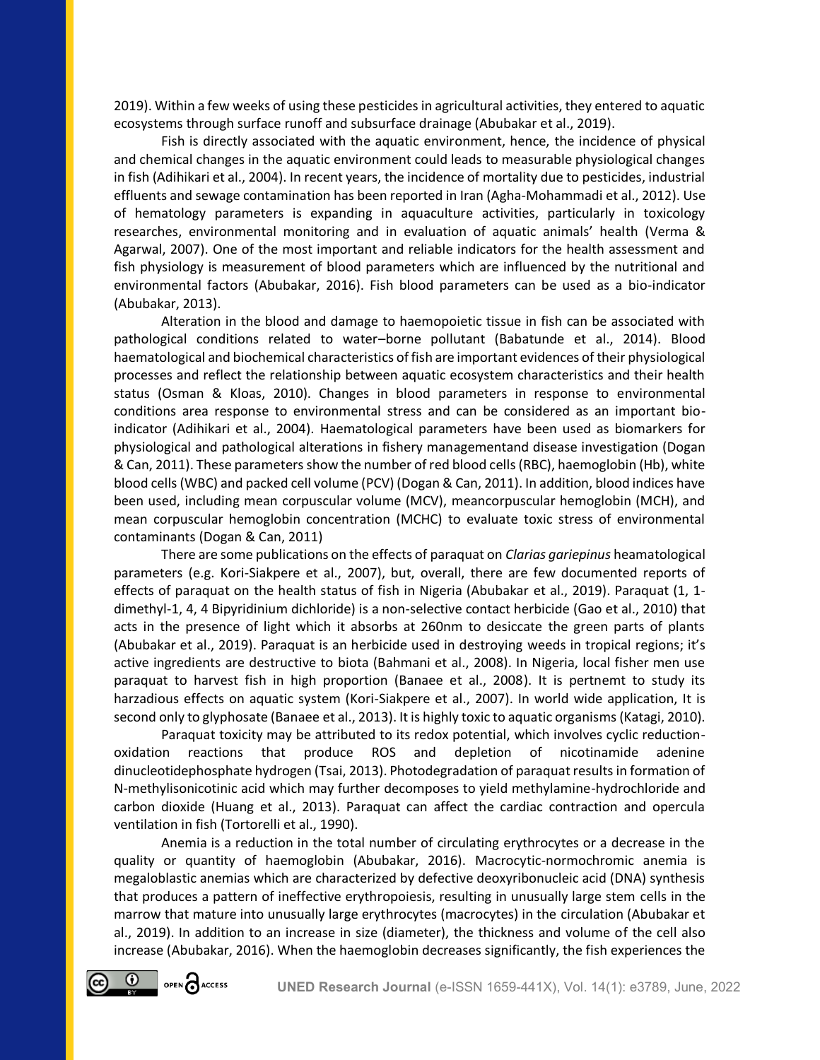2019). Within a few weeks of using these pesticides in agricultural activities, they entered to aquatic ecosystems through surface runoff and subsurface drainage (Abubakar et al., 2019).

Fish is directly associated with the aquatic environment, hence, the incidence of physical and chemical changes in the aquatic environment could leads to measurable physiological changes in fish (Adihikari et al., 2004). In recent years, the incidence of mortality due to pesticides, industrial effluents and sewage contamination has been reported in Iran (Agha-Mohammadi et al., 2012). Use of hematology parameters is expanding in aquaculture activities, particularly in toxicology researches, environmental monitoring and in evaluation of aquatic animals' health (Verma & Agarwal, 2007). One of the most important and reliable indicators for the health assessment and fish physiology is measurement of blood parameters which are influenced by the nutritional and environmental factors (Abubakar, 2016). Fish blood parameters can be used as a bio-indicator (Abubakar, 2013).

Alteration in the blood and damage to haemopoietic tissue in fish can be associated with pathological conditions related to water–borne pollutant (Babatunde et al., 2014). Blood haematological and biochemical characteristics of fish are important evidences of their physiological processes and reflect the relationship between aquatic ecosystem characteristics and their health status (Osman & Kloas, 2010). Changes in blood parameters in response to environmental conditions area response to environmental stress and can be considered as an important bio-indicator (Adihikari et al., 2004). Haematological parameters have been used as biomarkers for physiological and pathological alterations in fishery managementand disease investigation (Dogan & Can, 2011). These parameters show the number of red blood cells (RBC), haemoglobin (Hb), white blood cells (WBC) and packed cell volume (PCV) (Dogan & Can, 2011). In addition, blood indices have been used, including mean corpuscular volume (MCV), meancorpuscular hemoglobin (MCH), and mean corpuscular hemoglobin concentration (MCHC) to evaluate toxic stress of environmental contaminants (Dogan & Can, 2011)

There are some publications on the effects of paraquat on *Clarias gariepinus* heamatological parameters (e.g. Kori-Siakpere et al., 2007), but, overall, there are few documented reports of effects of paraquat on the health status of fish in Nigeria (Abubakar et al., 2019). Paraquat (1, 1-dimethyl-1, 4, 4 Bipyridinium dichloride) is a non-selective contact herbicide (Gao et al., 2010) that acts in the presence of light which it absorbs at 260nm to desiccate the green parts of plants (Abubakar et al., 2019). Paraquat is an herbicide used in destroying weeds in tropical regions; it's active ingredients are destructive to biota (Bahmani et al., 2008). In Nigeria, local fisher men use paraquat to harvest fish in high proportion (Banaee et al., 2008). It is pertnemt to study its harzadious effects on aquatic system (Kori-Siakpere et al., 2007). In world wide application, It is second only to glyphosate (Banaee et al., 2013). It is highly toxic to aquatic organisms (Katagi, 2010).

Paraquat toxicity may be attributed to its redox potential, which involves cyclic reduction-oxidation reactions that produce ROS and depletion of nicotinamide adenine dinucleotidephosphate hydrogen (Tsai, 2013). Photodegradation of paraquat results in formation of N-methylisonicotinic acid which may further decomposes to yield methylamine-hydrochloride and carbon dioxide (Huang et al., 2013). Paraquat can affect the cardiac contraction and opercula ventilation in fish (Tortorelli et al., 1990).

Anemia is a reduction in the total number of circulating erythrocytes or a decrease in the quality or quantity of haemoglobin (Abubakar, 2016). Macrocytic-normochromic anemia is megaloblastic anemias which are characterized by defective deoxyribonucleic acid (DNA) synthesis that produces a pattern of ineffective erythropoiesis, resulting in unusually large stem cells in the marrow that mature into unusually large erythrocytes (macrocytes) in the circulation (Abubakar et al., 2019). In addition to an increase in size (diameter), the thickness and volume of the cell also increase (Abubakar, 2016). When the haemoglobin decreases significantly, the fish experiences the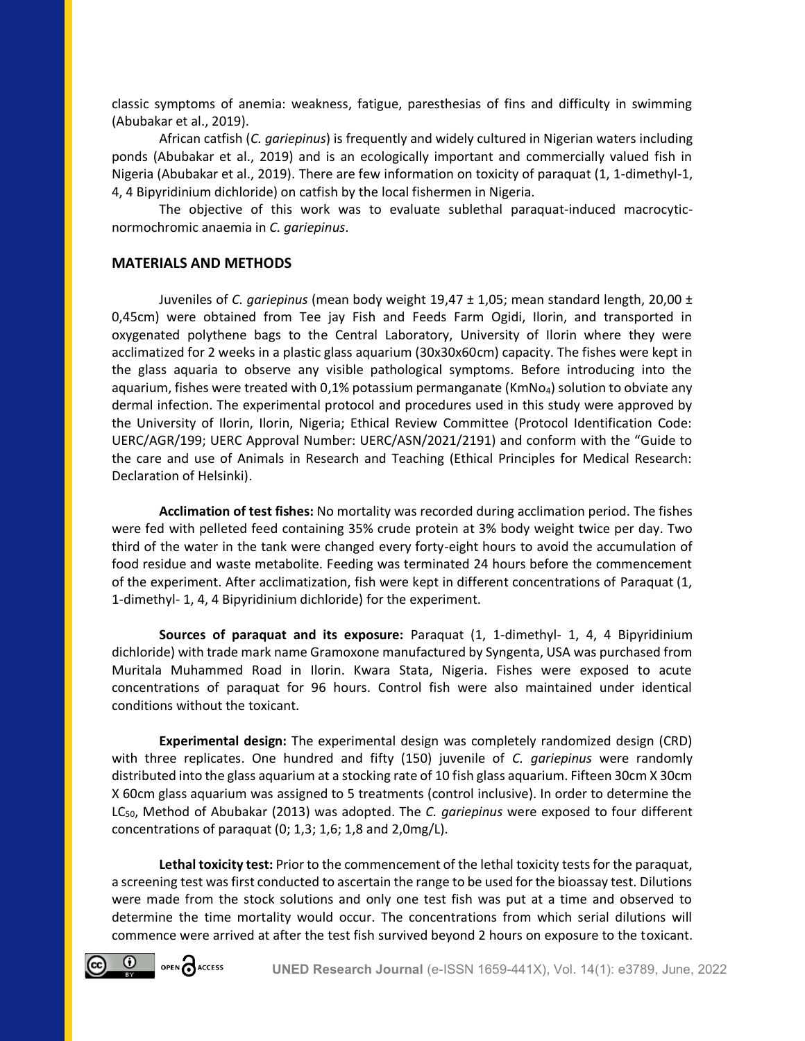classic symptoms of anemia: weakness, fatigue, paresthesias of fins and difficulty in swimming (Abubakar et al., 2019).

African catfish (*C. gariepinus*) is frequently and widely cultured in Nigerian waters including ponds (Abubakar et al., 2019) and is an ecologically important and commercially valued fish in Nigeria (Abubakar et al., 2019). There are few information on toxicity of paraquat (1, 1-dimethyl-1, 4, 4 Bipyridinium dichloride) on catfish by the local fishermen in Nigeria.

The objective of this work was to evaluate sublethal paraquat-induced macrocytic-normochromic anaemia in *C. gariepinus*.

## MATERIALS AND METHODS

Juveniles of *C. gariepinus* (mean body weight 19,47 ± 1,05; mean standard length, 20,00 ± 0,45cm) were obtained from Tee jay Fish and Feeds Farm Ogidi, Ilorin, and transported in oxygenated polythene bags to the Central Laboratory, University of Ilorin where they were acclimatized for 2 weeks in a plastic glass aquarium (30x30x60cm) capacity. The fishes were kept in the glass aquaria to observe any visible pathological symptoms. Before introducing into the aquarium, fishes were treated with 0,1% potassium permanganate ($KMnO_4$) solution to obviate any dermal infection. The experimental protocol and procedures used in this study were approved by the University of Ilorin, Ilorin, Nigeria; Ethical Review Committee (Protocol Identification Code: UERC/AGR/199; UERC Approval Number: UERC/ASN/2021/2191) and conform with the "Guide to the care and use of Animals in Research and Teaching (Ethical Principles for Medical Research: Declaration of Helsinki).

**Acclimation of test fishes:** No mortality was recorded during acclimation period. The fishes were fed with pelleted feed containing 35% crude protein at 3% body weight twice per day. Two third of the water in the tank were changed every forty-eight hours to avoid the accumulation of food residue and waste metabolite. Feeding was terminated 24 hours before the commencement of the experiment. After acclimatization, fish were kept in different concentrations of Paraquat (1, 1-dimethyl- 1, 4, 4 Bipyridinium dichloride) for the experiment.

**Sources of paraquat and its exposure:** Paraquat (1, 1-dimethyl- 1, 4, 4 Bipyridinium dichloride) with trade mark name Gramoxone manufactured by Syngenta, USA was purchased from Muritala Muhammed Road in Ilorin. Kwara Stata, Nigeria. Fishes were exposed to acute concentrations of paraquat for 96 hours. Control fish were also maintained under identical conditions without the toxicant.

**Experimental design:** The experimental design was completely randomized design (CRD) with three replicates. One hundred and fifty (150) juvenile of *C. gariepinus* were randomly distributed into the glass aquarium at a stocking rate of 10 fish glass aquarium. Fifteen 30cm X 30cm X 60cm glass aquarium was assigned to 5 treatments (control inclusive). In order to determine the $LC_{50}$, Method of Abubakar (2013) was adopted. The *C. gariepinus* were exposed to four different concentrations of paraquat (0; 1,3; 1,6; 1,8 and 2,0mg/L).

**Lethal toxicity test:** Prior to the commencement of the lethal toxicity tests for the paraquat, a screening test was first conducted to ascertain the range to be used for the bioassay test. Dilutions were made from the stock solutions and only one test fish was put at a time and observed to determine the time mortality would occur. The concentrations from which serial dilutions will commence were arrived at after the test fish survived beyond 2 hours on exposure to the toxicant.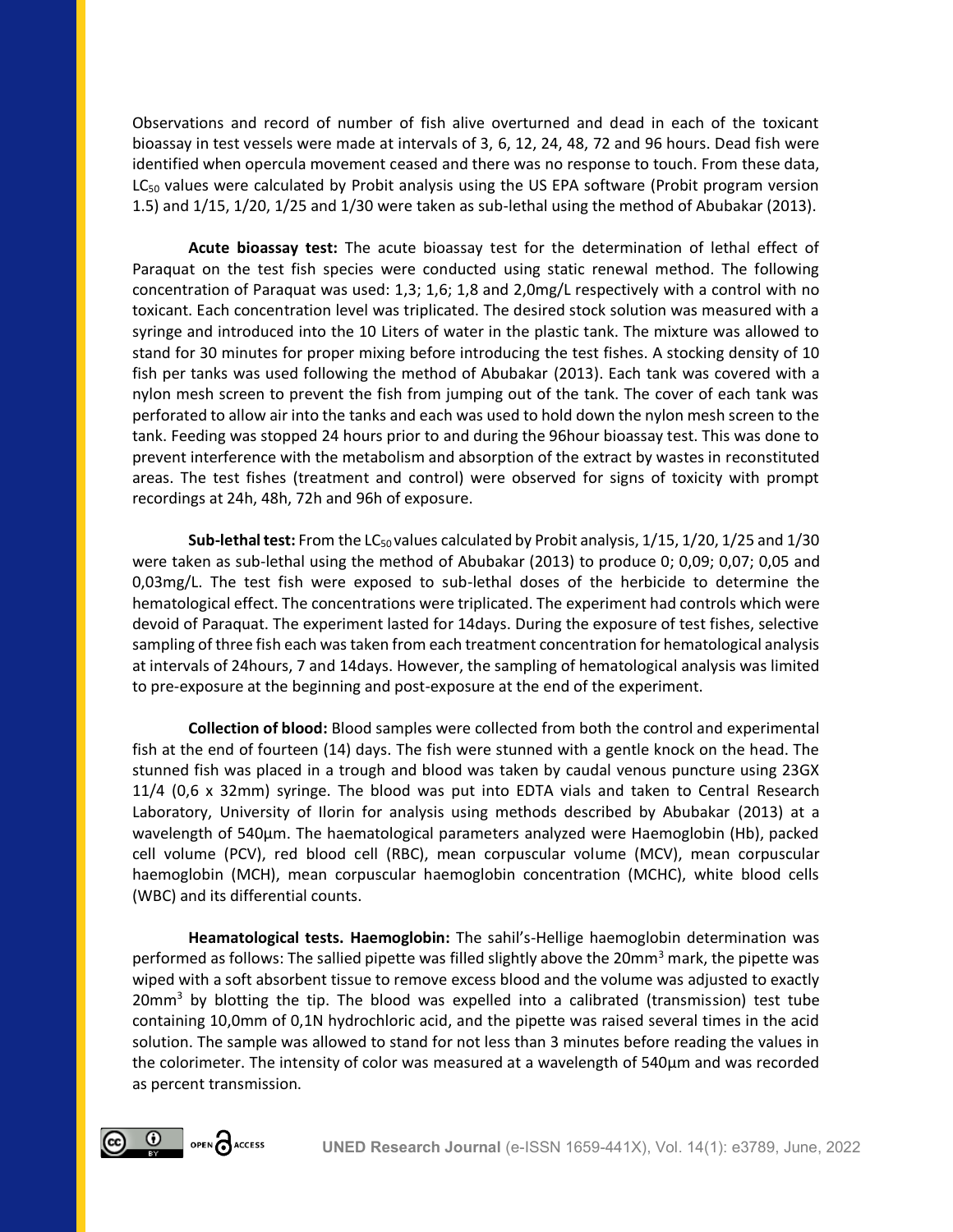Observations and record of number of fish alive overturned and dead in each of the toxicant bioassay in test vessels were made at intervals of 3, 6, 12, 24, 48, 72 and 96 hours. Dead fish were identified when opercula movement ceased and there was no response to touch. From these data, $LC_{50}$ values were calculated by Probit analysis using the US EPA software (Probit program version 1.5) and 1/15, 1/20, 1/25 and 1/30 were taken as sub-lethal using the method of Abubakar (2013).

**Acute bioassay test:** The acute bioassay test for the determination of lethal effect of Paraquat on the test fish species were conducted using static renewal method. The following concentration of Paraquat was used: 1,3; 1,6; 1,8 and 2,0mg/L respectively with a control with no toxicant. Each concentration level was triplicated. The desired stock solution was measured with a syringe and introduced into the 10 Liters of water in the plastic tank. The mixture was allowed to stand for 30 minutes for proper mixing before introducing the test fishes. A stocking density of 10 fish per tanks was used following the method of Abubakar (2013). Each tank was covered with a nylon mesh screen to prevent the fish from jumping out of the tank. The cover of each tank was perforated to allow air into the tanks and each was used to hold down the nylon mesh screen to the tank. Feeding was stopped 24 hours prior to and during the 96hour bioassay test. This was done to prevent interference with the metabolism and absorption of the extract by wastes in reconstituted areas. The test fishes (treatment and control) were observed for signs of toxicity with prompt recordings at 24h, 48h, 72h and 96h of exposure.

**Sub-lethal test:** From the $LC_{50}$ values calculated by Probit analysis, 1/15, 1/20, 1/25 and 1/30 were taken as sub-lethal using the method of Abubakar (2013) to produce 0; 0,09; 0,07; 0,05 and 0,03mg/L. The test fish were exposed to sub-lethal doses of the herbicide to determine the hematological effect. The concentrations were triplicated. The experiment had controls which were devoid of Paraquat. The experiment lasted for 14days. During the exposure of test fishes, selective sampling of three fish each was taken from each treatment concentration for hematological analysis at intervals of 24hours, 7 and 14days. However, the sampling of hematological analysis was limited to pre-exposure at the beginning and post-exposure at the end of the experiment.

**Collection of blood:** Blood samples were collected from both the control and experimental fish at the end of fourteen (14) days. The fish were stunned with a gentle knock on the head. The stunned fish was placed in a trough and blood was taken by caudal venous puncture using 23GX 11/4 (0,6 x 32mm) syringe. The blood was put into EDTA vials and taken to Central Research Laboratory, University of Ilorin for analysis using methods described by Abubakar (2013) at a wavelength of 540µm. The haematological parameters analyzed were Haemoglobin (Hb), packed cell volume (PCV), red blood cell (RBC), mean corpuscular volume (MCV), mean corpuscular haemoglobin (MCH), mean corpuscular haemoglobin concentration (MCHC), white blood cells (WBC) and its differential counts.

**Heamatological tests. Haemoglobin:** The sahil's-Hellige haemoglobin determination was performed as follows: The sallied pipette was filled slightly above the $20mm^3$ mark, the pipette was wiped with a soft absorbent tissue to remove excess blood and the volume was adjusted to exactly $20mm^3$ by blotting the tip. The blood was expelled into a calibrated (transmission) test tube containing 10,0mm of 0,1N hydrochloric acid, and the pipette was raised several times in the acid solution. The sample was allowed to stand for not less than 3 minutes before reading the values in the colorimeter. The intensity of color was measured at a wavelength of 540µm and was recorded as percent transmission.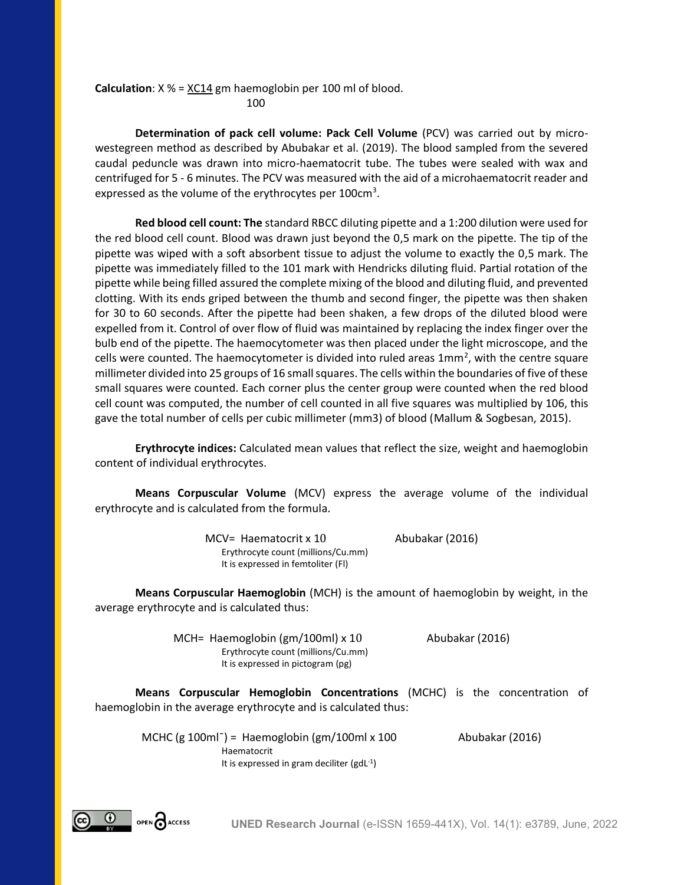**Calculation**: $X\ \% = \frac{XC14}{100}$ gm haemoglobin per 100 ml of blood.

**Determination of pack cell volume: Pack Cell Volume** (PCV) was carried out by micro-westegreen method as described by Abubakar et al. (2019). The blood sampled from the severed caudal peduncle was drawn into micro-haematocrit tube. The tubes were sealed with wax and centrifuged for 5 - 6 minutes. The PCV was measured with the aid of a microhaematocrit reader and expressed as the volume of the erythrocytes per $100cm^3$.

**Red blood cell count: The** standard RBCC diluting pipette and a 1:200 dilution were used for the red blood cell count. Blood was drawn just beyond the 0,5 mark on the pipette. The tip of the pipette was wiped with a soft absorbent tissue to adjust the volume to exactly the 0,5 mark. The pipette was immediately filled to the 101 mark with Hendricks diluting fluid. Partial rotation of the pipette while being filled assured the complete mixing of the blood and diluting fluid, and prevented clotting. With its ends griped between the thumb and second finger, the pipette was then shaken for 30 to 60 seconds. After the pipette had been shaken, a few drops of the diluted blood were expelled from it. Control of over flow of fluid was maintained by replacing the index finger over the bulb end of the pipette. The haemocytometer was then placed under the light microscope, and the cells were counted. The haemocytometer is divided into ruled areas $1mm^2$, with the centre square millimeter divided into 25 groups of 16 small squares. The cells within the boundaries of five of these small squares were counted. Each corner plus the center group were counted when the red blood cell count was computed, the number of cell counted in all five squares was multiplied by 106, this gave the total number of cells per cubic millimeter (mm3) of blood (Mallum & Sogbesan, 2015).

**Erythrocyte indices:** Calculated mean values that reflect the size, weight and haemoglobin content of individual erythrocytes.

**Means Corpuscular Volume** (MCV) express the average volume of the individual erythrocyte and is calculated from the formula.

$$MCV = \frac{\text{Haematocrit} \times 10}{\text{Erythrocyte count (millions/Cu.mm)}}$$ Abubakar (2016)

It is expressed in femtoliter (Fl)

**Means Corpuscular Haemoglobin** (MCH) is the amount of haemoglobin by weight, in the average erythrocyte and is calculated thus:

$$MCH = \frac{\text{Haemoglobin (gm/100ml)} \times 10}{\text{Erythrocyte count (millions/Cu.mm)}}$$ Abubakar (2016)

It is expressed in pictogram (pg)

**Means Corpuscular Hemoglobin Concentrations** (MCHC) is the concentration of haemoglobin in the average erythrocyte and is calculated thus:

$$MCHC\ (g\ 100ml^{-}) = \frac{\text{Haemoglobin (gm/100ml} \times 100}{\text{Haematocrit}}$$ Abubakar (2016)

It is expressed in gram deciliter ($gdL^{-1}$)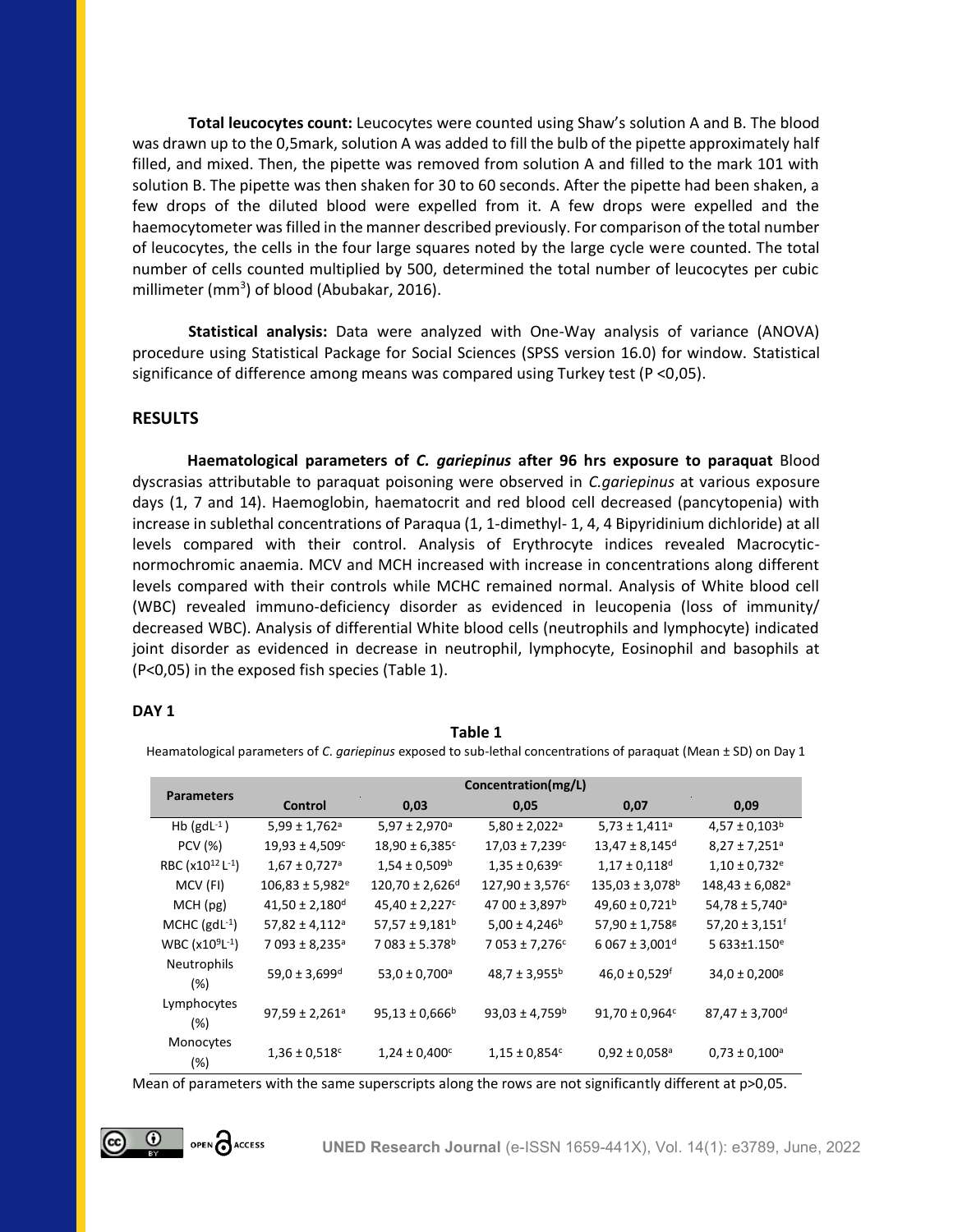**Total leucocytes count:** Leucocytes were counted using Shaw's solution A and B. The blood was drawn up to the 0,5mark, solution A was added to fill the bulb of the pipette approximately half filled, and mixed. Then, the pipette was removed from solution A and filled to the mark 101 with solution B. The pipette was then shaken for 30 to 60 seconds. After the pipette had been shaken, a few drops of the diluted blood were expelled from it. A few drops were expelled and the haemocytometer was filled in the manner described previously. For comparison of the total number of leucocytes, the cells in the four large squares noted by the large cycle were counted. The total number of cells counted multiplied by 500, determined the total number of leucocytes per cubic millimeter ($mm^3$) of blood (Abubakar, 2016).

**Statistical analysis:** Data were analyzed with One-Way analysis of variance (ANOVA) procedure using Statistical Package for Social Sciences (SPSS version 16.0) for window. Statistical significance of difference among means was compared using Turkey test ($P < 0,05$).

## RESULTS

**Haematological parameters of *C. gariepinus* after 96 hrs exposure to paraquat** Blood dyscrasias attributable to paraquat poisoning were observed in *C.gariepinus* at various exposure days (1, 7 and 14). Haemoglobin, haematocrit and red blood cell decreased (pancytopenia) with increase in sublethal concentrations of Paraqua (1, 1-dimethyl- 1, 4, 4 Bipyridinium dichloride) at all levels compared with their control. Analysis of Erythrocyte indices revealed Macrocytic-normochromic anaemia. MCV and MCH increased with increase in concentrations along different levels compared with their controls while MCHC remained normal. Analysis of White blood cell (WBC) revealed immuno-deficiency disorder as evidenced in leucopenia (loss of immunity/ decreased WBC). Analysis of differential White blood cells (neutrophils and lymphocyte) indicated joint disorder as evidenced in decrease in neutrophil, lymphocyte, Eosinophil and basophils at ($P<0,05$) in the exposed fish species (Table 1).

### DAY 1

**Table 1**

Heamatological parameters of *C. gariepinus* exposed to sub-lethal concentrations of paraquat (Mean ± SD) on Day 1

| Parameters | Concentration(mg/L) | | | | |
|---|---|---|---|---|---|
| | Control | 0,03 | 0,05 | 0,07 | 0,09 |
| Hb ($gdL^{-1}$) | 5,99 ± 1,762$^a$ | 5,97 ± 2,970$^a$ | 5,80 ± 2,022$^a$ | 5,73 ± 1,411$^a$ | 4,57 ± 0,103$^b$ |
| PCV (%) | 19,93 ± 4,509$^c$ | 18,90 ± 6,385$^c$ | 17,03 ± 7,239$^c$ | 13,47 ± 8,145$^d$ | 8,27 ± 7,251$^a$ |
| RBC ($x10^{12}$ $L^{-1}$) | 1,67 ± 0,727$^a$ | 1,54 ± 0,509$^b$ | 1,35 ± 0,639$^c$ | 1,17 ± 0,118$^d$ | 1,10 ± 0,732$^e$ |
| MCV (Fl) | 106,83 ± 5,982$^e$ | 120,70 ± 2,626$^d$ | 127,90 ± 3,576$^c$ | 135,03 ± 3,078$^b$ | 148,43 ± 6,082$^a$ |
| MCH (pg) | 41,50 ± 2,180$^d$ | 45,40 ± 2,227$^c$ | 47 00 ± 3,897$^b$ | 49,60 ± 0,721$^b$ | 54,78 ± 5,740$^a$ |
| MCHC ($gdL^{-1}$) | 57,82 ± 4,112$^a$ | 57,57 ± 9,181$^b$ | 5,00 ± 4,246$^b$ | 57,90 ± 1,758$^g$ | 57,20 ± 3,151$^f$ |
| WBC ($x10^9L^{-1}$) | 7 093 ± 8,235$^a$ | 7 083 ± 5.378$^b$ | 7 053 ± 7,276$^c$ | 6 067 ± 3,001$^d$ | 5 633±1.150$^e$ |
| Neutrophils (%) | 59,0 ± 3,699$^d$ | 53,0 ± 0,700$^a$ | 48,7 ± 3,955$^b$ | 46,0 ± 0,529$^f$ | 34,0 ± 0,200$^g$ |
| Lymphocytes (%) | 97,59 ± 2,261$^a$ | 95,13 ± 0,666$^b$ | 93,03 ± 4,759$^b$ | 91,70 ± 0,964$^c$ | 87,47 ± 3,700$^d$ |
| Monocytes (%) | 1,36 ± 0,518$^c$ | 1,24 ± 0,400$^c$ | 1,15 ± 0,854$^c$ | 0,92 ± 0,058$^a$ | 0,73 ± 0,100$^a$ |

Mean of parameters with the same superscripts along the rows are not significantly different at p>0,05.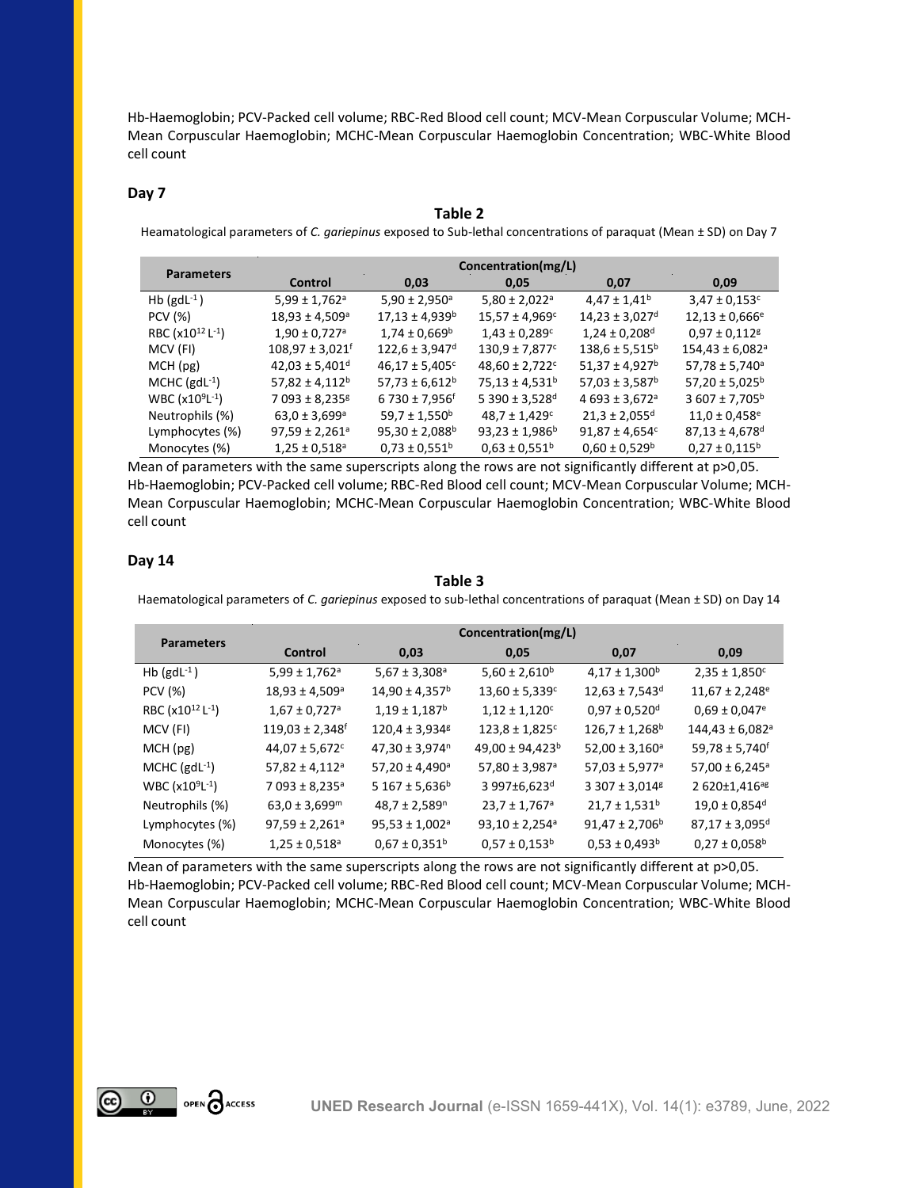Hb-Haemoglobin; PCV-Packed cell volume; RBC-Red Blood cell count; MCV-Mean Corpuscular Volume; MCH-Mean Corpuscular Haemoglobin; MCHC-Mean Corpuscular Haemoglobin Concentration; WBC-White Blood cell count

### Day 7

**Table 2**

Heamatological parameters of *C. gariepinus* exposed to Sub-lethal concentrations of paraquat (Mean ± SD) on Day 7

| Parameters | Concentration(mg/L) | | | | |
|---|---|---|---|---|---|
| | Control | 0,03 | 0,05 | 0,07 | 0,09 |
| Hb ($gdL^{-1}$) | 5,99 ± 1,762$^{a}$ | 5,90 ± 2,950$^{a}$ | 5,80 ± 2,022$^{a}$ | 4,47 ± 1,41$^{b}$ | 3,47 ± 0,153$^{c}$ |
| PCV (%) | 18,93 ± 4,509$^{a}$ | 17,13 ± 4,939$^{b}$ | 15,57 ± 4,969$^{c}$ | 14,23 ± 3,027$^{d}$ | 12,13 ± 0,666$^{e}$ |
| RBC ($x10^{12} L^{-1}$) | 1,90 ± 0,727$^{a}$ | 1,74 ± 0,669$^{b}$ | 1,43 ± 0,289$^{c}$ | 1,24 ± 0,208$^{d}$ | 0,97 ± 0,112$^{g}$ |
| MCV (Fl) | 108,97 ± 3,021$^{f}$ | 122,6 ± 3,947$^{d}$ | 130,9 ± 7,877$^{c}$ | 138,6 ± 5,515$^{b}$ | 154,43 ± 6,082$^{a}$ |
| MCH (pg) | 42,03 ± 5,401$^{d}$ | 46,17 ± 5,405$^{c}$ | 48,60 ± 2,722$^{c}$ | 51,37 ± 4,927$^{b}$ | 57,78 ± 5,740$^{a}$ |
| MCHC ($gdL^{-1}$) | 57,82 ± 4,112$^{b}$ | 57,73 ± 6,612$^{b}$ | 75,13 ± 4,531$^{b}$ | 57,03 ± 3,587$^{b}$ | 57,20 ± 5,025$^{b}$ |
| WBC ($x10^{9}L^{-1}$) | 7 093 ± 8,235$^{g}$ | 6 730 ± 7,956$^{f}$ | 5 390 ± 3,528$^{d}$ | 4 693 ± 3,672$^{a}$ | 3 607 ± 7,705$^{b}$ |
| Neutrophils (%) | 63,0 ± 3,699$^{a}$ | 59,7 ± 1,550$^{b}$ | 48,7 ± 1,429$^{c}$ | 21,3 ± 2,055$^{d}$ | 11,0 ± 0,458$^{e}$ |
| Lymphocytes (%) | 97,59 ± 2,261$^{a}$ | 95,30 ± 2,088$^{b}$ | 93,23 ± 1,986$^{b}$ | 91,87 ± 4,654$^{c}$ | 87,13 ± 4,678$^{d}$ |
| Monocytes (%) | 1,25 ± 0,518$^{a}$ | 0,73 ± 0,551$^{b}$ | 0,63 ± 0,551$^{b}$ | 0,60 ± 0,529$^{b}$ | 0,27 ± 0,115$^{b}$ |

Mean of parameters with the same superscripts along the rows are not significantly different at p>0,05.
Hb-Haemoglobin; PCV-Packed cell volume; RBC-Red Blood cell count; MCV-Mean Corpuscular Volume; MCH-Mean Corpuscular Haemoglobin; MCHC-Mean Corpuscular Haemoglobin Concentration; WBC-White Blood cell count

### Day 14

**Table 3**

Haematological parameters of *C. gariepinus* exposed to sub-lethal concentrations of paraquat (Mean ± SD) on Day 14

| Parameters | Concentration(mg/L) | | | | |
|---|---|---|---|---|---|
| | Control | 0,03 | 0,05 | 0,07 | 0,09 |
| Hb ($gdL^{-1}$) | 5,99 ± 1,762$^{a}$ | 5,67 ± 3,308$^{a}$ | 5,60 ± 2,610$^{b}$ | 4,17 ± 1,300$^{b}$ | 2,35 ± 1,850$^{c}$ |
| PCV (%) | 18,93 ± 4,509$^{a}$ | 14,90 ± 4,357$^{b}$ | 13,60 ± 5,339$^{c}$ | 12,63 ± 7,543$^{d}$ | 11,67 ± 2,248$^{e}$ |
| RBC ($x10^{12} L^{-1}$) | 1,67 ± 0,727$^{a}$ | 1,19 ± 1,187$^{b}$ | 1,12 ± 1,120$^{c}$ | 0,97 ± 0,520$^{d}$ | 0,69 ± 0,047$^{e}$ |
| MCV (Fl) | 119,03 ± 2,348$^{f}$ | 120,4 ± 3,934$^{g}$ | 123,8 ± 1,825$^{c}$ | 126,7 ± 1,268$^{b}$ | 144,43 ± 6,082$^{a}$ |
| MCH (pg) | 44,07 ± 5,672$^{c}$ | 47,30 ± 3,974$^{n}$ | 49,00 ± 94,423$^{b}$ | 52,00 ± 3,160$^{a}$ | 59,78 ± 5,740$^{f}$ |
| MCHC ($gdL^{-1}$) | 57,82 ± 4,112$^{a}$ | 57,20 ± 4,490$^{a}$ | 57,80 ± 3,987$^{a}$ | 57,03 ± 5,977$^{a}$ | 57,00 ± 6,245$^{a}$ |
| WBC ($x10^{9}L^{-1}$) | 7 093 ± 8,235$^{a}$ | 5 167 ± 5,636$^{b}$ | 3 997±6,623$^{d}$ | 3 307 ± 3,014$^{g}$ | 2 620±1,416$^{ag}$ |
| Neutrophils (%) | 63,0 ± 3,699$^{m}$ | 48,7 ± 2,589$^{n}$ | 23,7 ± 1,767$^{a}$ | 21,7 ± 1,531$^{b}$ | 19,0 ± 0,854$^{d}$ |
| Lymphocytes (%) | 97,59 ± 2,261$^{a}$ | 95,53 ± 1,002$^{a}$ | 93,10 ± 2,254$^{a}$ | 91,47 ± 2,706$^{b}$ | 87,17 ± 3,095$^{d}$ |
| Monocytes (%) | 1,25 ± 0,518$^{a}$ | 0,67 ± 0,351$^{b}$ | 0,57 ± 0,153$^{b}$ | 0,53 ± 0,493$^{b}$ | 0,27 ± 0,058$^{b}$ |

Mean of parameters with the same superscripts along the rows are not significantly different at p>0,05.
Hb-Haemoglobin; PCV-Packed cell volume; RBC-Red Blood cell count; MCV-Mean Corpuscular Volume; MCH-Mean Corpuscular Haemoglobin; MCHC-Mean Corpuscular Haemoglobin Concentration; WBC-White Blood cell count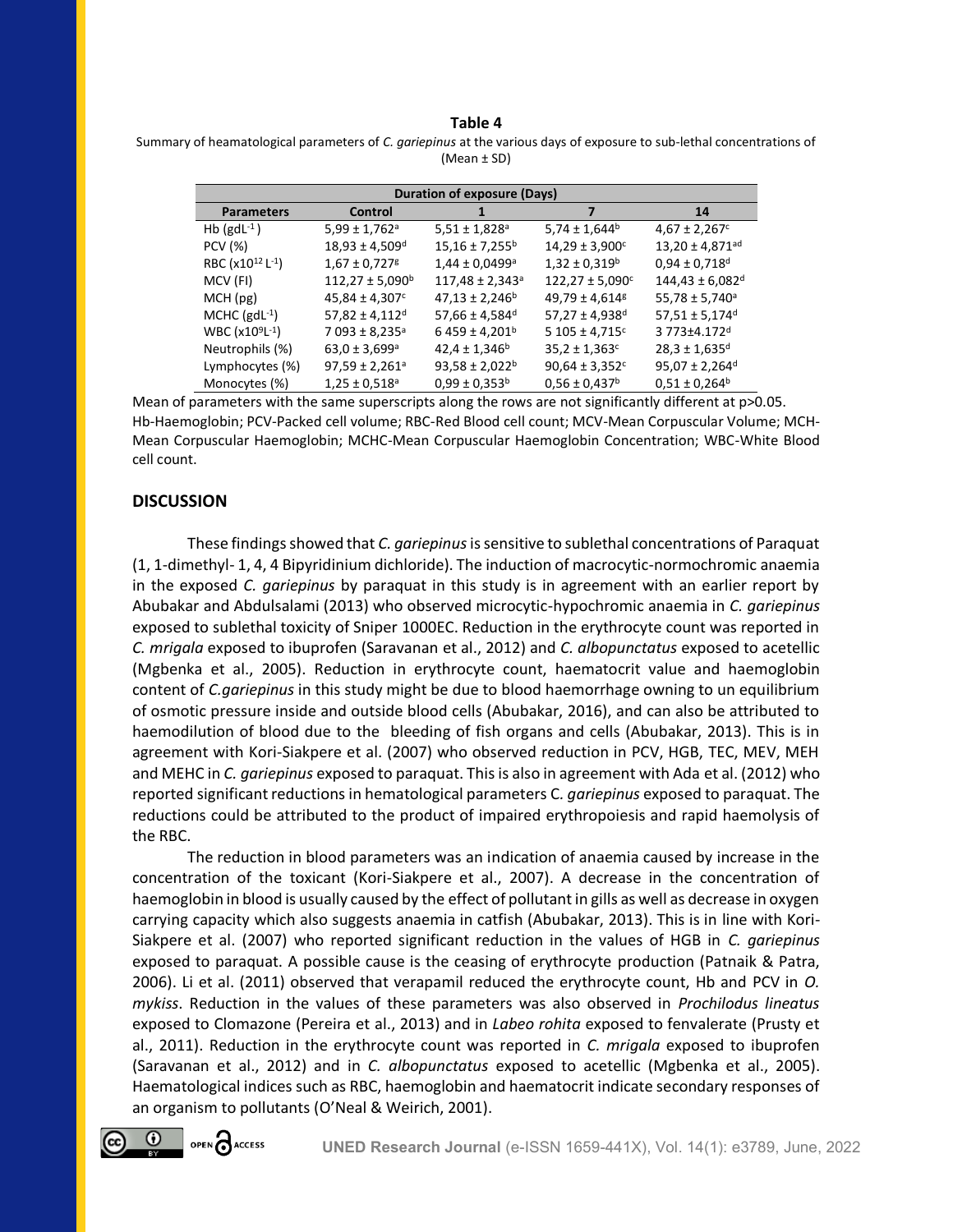**Table 4**

Summary of heamatological parameters of *C. gariepinus* at the various days of exposure to sub-lethal concentrations of (Mean ± SD)

| | Duration of exposure (Days) | | | |
|---|---|---|---|---|
| **Parameters** | **Control** | **1** | **7** | **14** |
| Hb ($gdL^{-1}$) | 5,99 ± 1,762[a] | 5,51 ± 1,828[a] | 5,74 ± 1,644[b] | 4,67 ± 2,267[c] |
| PCV (%) | 18,93 ± 4,509[d] | 15,16 ± 7,255[b] | 14,29 ± 3,900[c] | 13,20 ± 4,871[ad] |
| RBC ($x10^{12} L^{-1}$) | 1,67 ± 0,727[g] | 1,44 ± 0,0499[a] | 1,32 ± 0,319[b] | 0,94 ± 0,718[d] |
| MCV (Fl) | 112,27 ± 5,090[b] | 117,48 ± 2,343[a] | 122,27 ± 5,090[c] | 144,43 ± 6,082[d] |
| MCH (pg) | 45,84 ± 4,307[c] | 47,13 ± 2,246[b] | 49,79 ± 4,614[g] | 55,78 ± 5,740[a] |
| MCHC ($gdL^{-1}$) | 57,82 ± 4,112[d] | 57,66 ± 4,584[d] | 57,27 ± 4,938[d] | 57,51 ± 5,174[d] |
| WBC ($x10^{9}L^{-1}$) | 7 093 ± 8,235[a] | 6 459 ± 4,201[b] | 5 105 ± 4,715[c] | 3 773±4.172[d] |
| Neutrophils (%) | 63,0 ± 3,699[a] | 42,4 ± 1,346[b] | 35,2 ± 1,363[c] | 28,3 ± 1,635[d] |
| Lymphocytes (%) | 97,59 ± 2,261[a] | 93,58 ± 2,022[b] | 90,64 ± 3,352[c] | 95,07 ± 2,264[d] |
| Monocytes (%) | 1,25 ± 0,518[a] | 0,99 ± 0,353[b] | 0,56 ± 0,437[b] | 0,51 ± 0,264[b] |

Mean of parameters with the same superscripts along the rows are not significantly different at p>0.05.
Hb-Haemoglobin; PCV-Packed cell volume; RBC-Red Blood cell count; MCV-Mean Corpuscular Volume; MCH-Mean Corpuscular Haemoglobin; MCHC-Mean Corpuscular Haemoglobin Concentration; WBC-White Blood cell count.

## DISCUSSION

These findings showed that *C. gariepinus* is sensitive to sublethal concentrations of Paraquat (1, 1-dimethyl- 1, 4, 4 Bipyridinium dichloride). The induction of macrocytic-normochromic anaemia in the exposed *C. gariepinus* by paraquat in this study is in agreement with an earlier report by Abubakar and Abdulsalami (2013) who observed microcytic-hypochromic anaemia in *C. gariepinus* exposed to sublethal toxicity of Sniper 1000EC. Reduction in the erythrocyte count was reported in *C. mrigala* exposed to ibuprofen (Saravanan et al., 2012) and *C. albopunctatus* exposed to acetellic (Mgbenka et al., 2005). Reduction in erythrocyte count, haematocrit value and haemoglobin content of *C.gariepinus* in this study might be due to blood haemorrhage owning to un equilibrium of osmotic pressure inside and outside blood cells (Abubakar, 2016), and can also be attributed to haemodilution of blood due to the bleeding of fish organs and cells (Abubakar, 2013). This is in agreement with Kori-Siakpere et al. (2007) who observed reduction in PCV, HGB, TEC, MEV, MEH and MEHC in *C. gariepinus* exposed to paraquat. This is also in agreement with Ada et al. (2012) who reported significant reductions in hematological parameters C. *gariepinus* exposed to paraquat. The reductions could be attributed to the product of impaired erythropoiesis and rapid haemolysis of the RBC.

The reduction in blood parameters was an indication of anaemia caused by increase in the concentration of the toxicant (Kori-Siakpere et al., 2007). A decrease in the concentration of haemoglobin in blood is usually caused by the effect of pollutant in gills as well as decrease in oxygen carrying capacity which also suggests anaemia in catfish (Abubakar, 2013). This is in line with Kori-Siakpere et al. (2007) who reported significant reduction in the values of HGB in *C. gariepinus* exposed to paraquat. A possible cause is the ceasing of erythrocyte production (Patnaik & Patra, 2006). Li et al. (2011) observed that verapamil reduced the erythrocyte count, Hb and PCV in *O. mykiss*. Reduction in the values of these parameters was also observed in *Prochilodus lineatus* exposed to Clomazone (Pereira et al., 2013) and in *Labeo rohita* exposed to fenvalerate (Prusty et al., 2011). Reduction in the erythrocyte count was reported in *C. mrigala* exposed to ibuprofen (Saravanan et al., 2012) and in *C. albopunctatus* exposed to acetellic (Mgbenka et al., 2005). Haematological indices such as RBC, haemoglobin and haematocrit indicate secondary responses of an organism to pollutants (O'Neal & Weirich, 2001).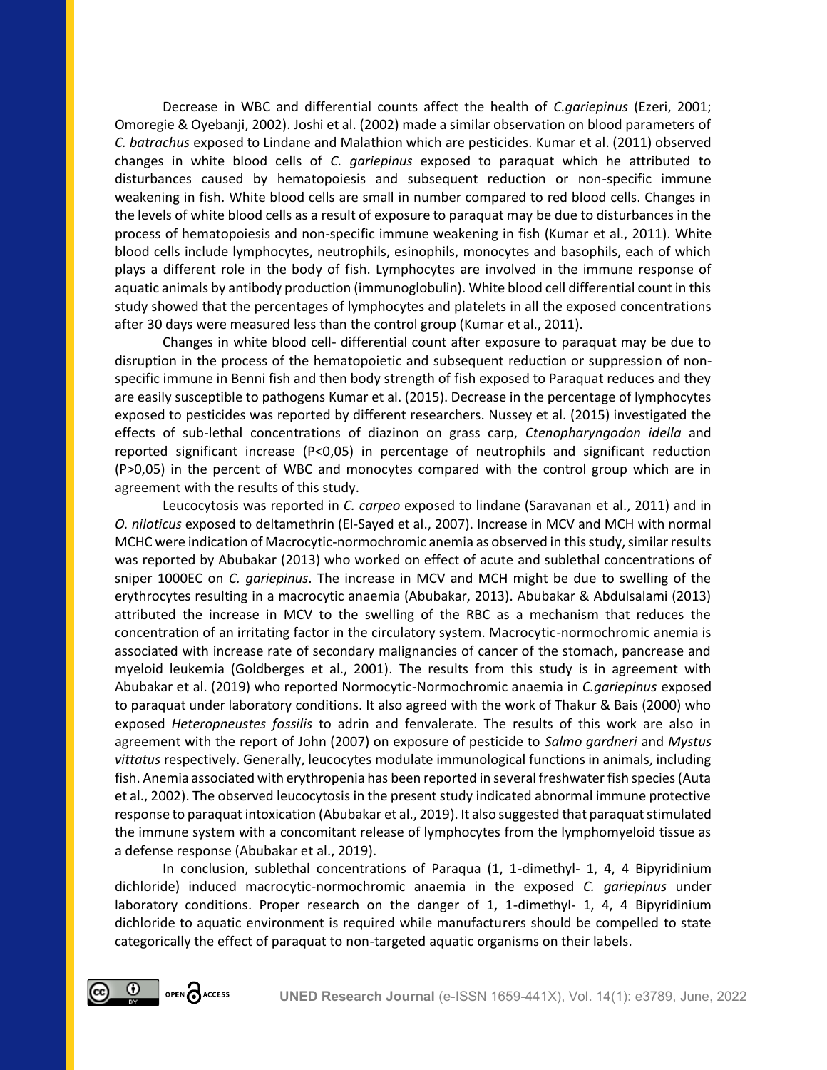Decrease in WBC and differential counts affect the health of *C.gariepinus* (Ezeri, 2001; Omoregie & Oyebanji, 2002). Joshi et al. (2002) made a similar observation on blood parameters of *C. batrachus* exposed to Lindane and Malathion which are pesticides. Kumar et al. (2011) observed changes in white blood cells of *C. gariepinus* exposed to paraquat which he attributed to disturbances caused by hematopoiesis and subsequent reduction or non-specific immune weakening in fish. White blood cells are small in number compared to red blood cells. Changes in the levels of white blood cells as a result of exposure to paraquat may be due to disturbances in the process of hematopoiesis and non-specific immune weakening in fish (Kumar et al., 2011). White blood cells include lymphocytes, neutrophils, esinophils, monocytes and basophils, each of which plays a different role in the body of fish. Lymphocytes are involved in the immune response of aquatic animals by antibody production (immunoglobulin). White blood cell differential count in this study showed that the percentages of lymphocytes and platelets in all the exposed concentrations after 30 days were measured less than the control group (Kumar et al., 2011).

Changes in white blood cell- differential count after exposure to paraquat may be due to disruption in the process of the hematopoietic and subsequent reduction or suppression of non-specific immune in Benni fish and then body strength of fish exposed to Paraquat reduces and they are easily susceptible to pathogens Kumar et al. (2015). Decrease in the percentage of lymphocytes exposed to pesticides was reported by different researchers. Nussey et al. (2015) investigated the effects of sub-lethal concentrations of diazinon on grass carp, *Ctenopharyngodon idella* and reported significant increase (P<0,05) in percentage of neutrophils and significant reduction (P>0,05) in the percent of WBC and monocytes compared with the control group which are in agreement with the results of this study.

Leucocytosis was reported in *C. carpeo* exposed to lindane (Saravanan et al., 2011) and in *O. niloticus* exposed to deltamethrin (El-Sayed et al., 2007). Increase in MCV and MCH with normal MCHC were indication of Macrocytic-normochromic anemia as observed in this study, similar results was reported by Abubakar (2013) who worked on effect of acute and sublethal concentrations of sniper 1000EC on *C. gariepinus*. The increase in MCV and MCH might be due to swelling of the erythrocytes resulting in a macrocytic anaemia (Abubakar, 2013). Abubakar & Abdulsalami (2013) attributed the increase in MCV to the swelling of the RBC as a mechanism that reduces the concentration of an irritating factor in the circulatory system. Macrocytic-normochromic anemia is associated with increase rate of secondary malignancies of cancer of the stomach, pancrease and myeloid leukemia (Goldberges et al., 2001). The results from this study is in agreement with Abubakar et al. (2019) who reported Normocytic-Normochromic anaemia in *C.gariepinus* exposed to paraquat under laboratory conditions. It also agreed with the work of Thakur & Bais (2000) who exposed *Heteropneustes fossilis* to adrin and fenvalerate. The results of this work are also in agreement with the report of John (2007) on exposure of pesticide to *Salmo gardneri* and *Mystus vittatus* respectively. Generally, leucocytes modulate immunological functions in animals, including fish. Anemia associated with erythropenia has been reported in several freshwater fish species (Auta et al., 2002). The observed leucocytosis in the present study indicated abnormal immune protective response to paraquat intoxication (Abubakar et al., 2019). It also suggested that paraquat stimulated the immune system with a concomitant release of lymphocytes from the lymphomyeloid tissue as a defense response (Abubakar et al., 2019).

In conclusion, sublethal concentrations of Paraqua (1, 1-dimethyl- 1, 4, 4 Bipyridinium dichloride) induced macrocytic-normochromic anaemia in the exposed *C. gariepinus* under laboratory conditions. Proper research on the danger of 1, 1-dimethyl- 1, 4, 4 Bipyridinium dichloride to aquatic environment is required while manufacturers should be compelled to state categorically the effect of paraquat to non-targeted aquatic organisms on their labels.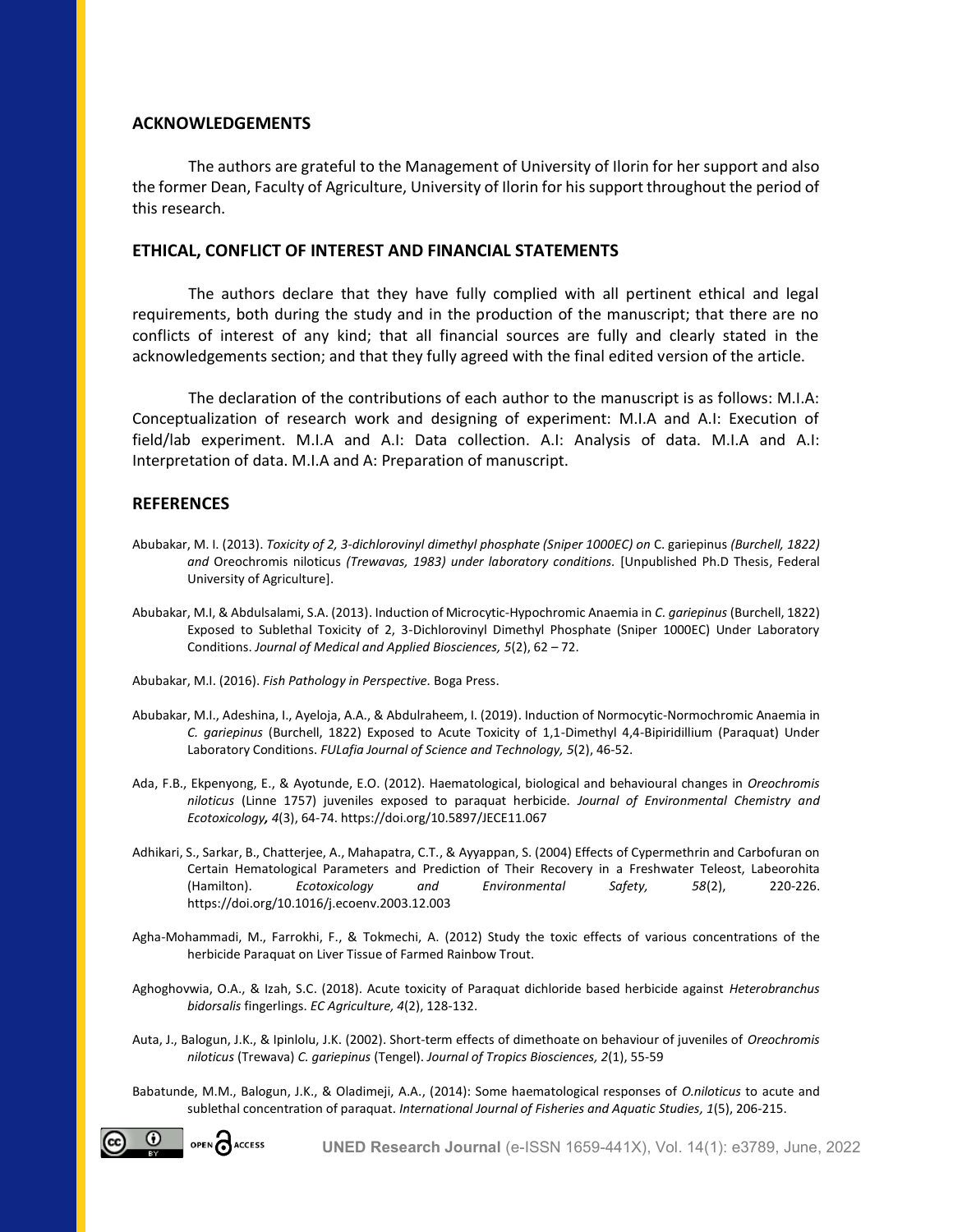## ACKNOWLEDGEMENTS

The authors are grateful to the Management of University of Ilorin for her support and also the former Dean, Faculty of Agriculture, University of Ilorin for his support throughout the period of this research.

## ETHICAL, CONFLICT OF INTEREST AND FINANCIAL STATEMENTS

The authors declare that they have fully complied with all pertinent ethical and legal requirements, both during the study and in the production of the manuscript; that there are no conflicts of interest of any kind; that all financial sources are fully and clearly stated in the acknowledgements section; and that they fully agreed with the final edited version of the article.

The declaration of the contributions of each author to the manuscript is as follows: M.I.A: Conceptualization of research work and designing of experiment: M.I.A and A.I: Execution of field/lab experiment. M.I.A and A.I: Data collection. A.I: Analysis of data. M.I.A and A.I: Interpretation of data. M.I.A and A: Preparation of manuscript.

## REFERENCES

Abubakar, M. I. (2013). *Toxicity of 2, 3-dichlorovinyl dimethyl phosphate (Sniper 1000EC) on* C. gariepinus *(Burchell, 1822) and* Oreochromis niloticus *(Trewavas, 1983) under laboratory conditions.* [Unpublished Ph.D Thesis, Federal University of Agriculture].

Abubakar, M.I, & Abdulsalami, S.A. (2013). Induction of Microcytic-Hypochromic Anaemia in *C. gariepinus* (Burchell, 1822) Exposed to Sublethal Toxicity of 2, 3-Dichlorovinyl Dimethyl Phosphate (Sniper 1000EC) Under Laboratory Conditions. *Journal of Medical and Applied Biosciences, 5*(2), 62 – 72.

Abubakar, M.I. (2016). *Fish Pathology in Perspective.* Boga Press.

Abubakar, M.I., Adeshina, I., Ayeloja, A.A., & Abdulraheem, I. (2019). Induction of Normocytic-Normochromic Anaemia in *C. gariepinus* (Burchell, 1822) Exposed to Acute Toxicity of 1,1-Dimethyl 4,4-Bipiridillium (Paraquat) Under Laboratory Conditions. *FULafia Journal of Science and Technology, 5*(2), 46-52.

Ada, F.B., Ekpenyong, E., & Ayotunde, E.O. (2012). Haematological, biological and behavioural changes in *Oreochromis niloticus* (Linne 1757) juveniles exposed to paraquat herbicide. *Journal of Environmental Chemistry and Ecotoxicology, 4*(3), 64-74. https://doi.org/10.5897/JECE11.067

Adhikari, S., Sarkar, B., Chatterjee, A., Mahapatra, C.T., & Ayyappan, S. (2004) Effects of Cypermethrin and Carbofuran on Certain Hematological Parameters and Prediction of Their Recovery in a Freshwater Teleost, Labeorohita (Hamilton). *Ecotoxicology and Environmental Safety, 58*(2), 220-226. https://doi.org/10.1016/j.ecoenv.2003.12.003

Agha-Mohammadi, M., Farrokhi, F., & Tokmechi, A. (2012) Study the toxic effects of various concentrations of the herbicide Paraquat on Liver Tissue of Farmed Rainbow Trout.

Aghoghovwia, O.A., & Izah, S.C. (2018). Acute toxicity of Paraquat dichloride based herbicide against *Heterobranchus bidorsalis* fingerlings. *EC Agriculture, 4*(2), 128-132.

Auta, J., Balogun, J.K., & Ipinlolu, J.K. (2002). Short-term effects of dimethoate on behaviour of juveniles of *Oreochromis niloticus* (Trewava) *C. gariepinus* (Tengel). *Journal of Tropics Biosciences, 2*(1), 55-59

Babatunde, M.M., Balogun, J.K., & Oladimeji, A.A., (2014): Some haematological responses of *O.niloticus* to acute and sublethal concentration of paraquat. *International Journal of Fisheries and Aquatic Studies, 1*(5), 206-215.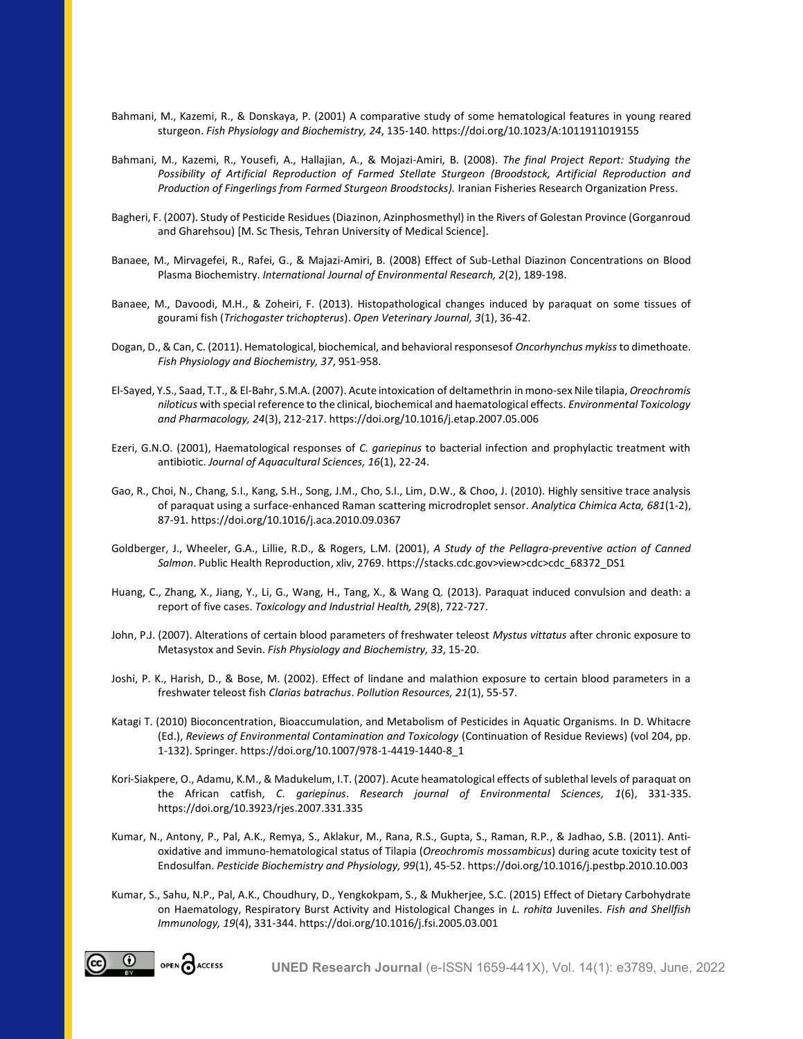Bahmani, M., Kazemi, R., & Donskaya, P. (2001) A comparative study of some hematological features in young reared sturgeon. *Fish Physiology and Biochemistry, 24*, 135-140. https://doi.org/10.1023/A:1011911019155

Bahmani, M., Kazemi, R., Yousefi, A., Hallajian, A., & Mojazi-Amiri, B. (2008). *The final Project Report: Studying the Possibility of Artificial Reproduction of Farmed Stellate Sturgeon (Broodstock, Artificial Reproduction and Production of Fingerlings from Farmed Sturgeon Broodstocks).* Iranian Fisheries Research Organization Press.

Bagheri, F. (2007). Study of Pesticide Residues (Diazinon, Azinphosmethyl) in the Rivers of Golestan Province (Gorganroud and Gharehsou) [M. Sc Thesis, Tehran University of Medical Science].

Banaee, M., Mirvagefei, R., Rafei, G., & Majazi-Amiri, B. (2008) Effect of Sub-Lethal Diazinon Concentrations on Blood Plasma Biochemistry. *International Journal of Environmental Research, 2*(2), 189-198.

Banaee, M., Davoodi, M.H., & Zoheiri, F. (2013). Histopathological changes induced by paraquat on some tissues of gourami fish (*Trichogaster trichopterus*). *Open Veterinary Journal, 3*(1), 36-42.

Dogan, D., & Can, C. (2011). Hematological, biochemical, and behavioral responsesof *Oncorhynchus mykiss* to dimethoate. *Fish Physiology and Biochemistry, 37*, 951-958.

El-Sayed, Y.S., Saad, T.T., & El-Bahr, S.M.A. (2007). Acute intoxication of deltamethrin in mono-sex Nile tilapia, *Oreochromis niloticus* with special reference to the clinical, biochemical and haematological effects. *Environmental Toxicology and Pharmacology, 24*(3), 212-217. https://doi.org/10.1016/j.etap.2007.05.006

Ezeri, G.N.O. (2001), Haematological responses of *C. gariepinus* to bacterial infection and prophylactic treatment with antibiotic. *Journal of Aquacultural Sciences, 16*(1), 22-24.

Gao, R., Choi, N., Chang, S.I., Kang, S.H., Song, J.M., Cho, S.I., Lim, D.W., & Choo, J. (2010). Highly sensitive trace analysis of paraquat using a surface-enhanced Raman scattering microdroplet sensor. *Analytica Chimica Acta, 681*(1-2), 87-91. https://doi.org/10.1016/j.aca.2010.09.0367

Goldberger, J., Wheeler, G.A., Lillie, R.D., & Rogers, L.M. (2001), *A Study of the Pellagra-preventive action of Canned Salmon*. Public Health Reproduction, xliv, 2769. https://stacks.cdc.gov>view>cdc>cdc_68372_DS1

Huang, C., Zhang, X., Jiang, Y., Li, G., Wang, H., Tang, X., & Wang Q. (2013). Paraquat induced convulsion and death: a report of five cases. *Toxicology and Industrial Health, 29*(8), 722-727.

John, P.J. (2007). Alterations of certain blood parameters of freshwater teleost *Mystus vittatus* after chronic exposure to Metasystox and Sevin. *Fish Physiology and Biochemistry, 33*, 15-20.

Joshi, P. K., Harish, D., & Bose, M. (2002). Effect of lindane and malathion exposure to certain blood parameters in a freshwater teleost fish *Clarias batrachus*. *Pollution Resources, 21*(1), 55-57.

Katagi T. (2010) Bioconcentration, Bioaccumulation, and Metabolism of Pesticides in Aquatic Organisms. In D. Whitacre (Ed.), *Reviews of Environmental Contamination and Toxicology* (Continuation of Residue Reviews) (vol 204, pp. 1-132). Springer. https://doi.org/10.1007/978-1-4419-1440-8_1

Kori-Siakpere, O., Adamu, K.M., & Madukelum, I.T. (2007). Acute heamatological effects of sublethal levels of paraquat on the African catfish, *C. gariepinus*. *Research journal of Environmental Sciences, 1*(6), 331-335. https://doi.org/10.3923/rjes.2007.331.335

Kumar, N., Antony, P., Pal, A.K., Remya, S., Aklakur, M., Rana, R.S., Gupta, S., Raman, R.P., & Jadhao, S.B. (2011). Anti-oxidative and immuno-hematological status of Tilapia (*Oreochromis mossambicus*) during acute toxicity test of Endosulfan. *Pesticide Biochemistry and Physiology, 99*(1), 45-52. https://doi.org/10.1016/j.pestbp.2010.10.003

Kumar, S., Sahu, N.P., Pal, A.K., Choudhury, D., Yengkokpam, S., & Mukherjee, S.C. (2015) Effect of Dietary Carbohydrate on Haematology, Respiratory Burst Activity and Histological Changes in *L. rohita* Juveniles. *Fish and Shellfish Immunology, 19*(4), 331-344. https://doi.org/10.1016/j.fsi.2005.03.001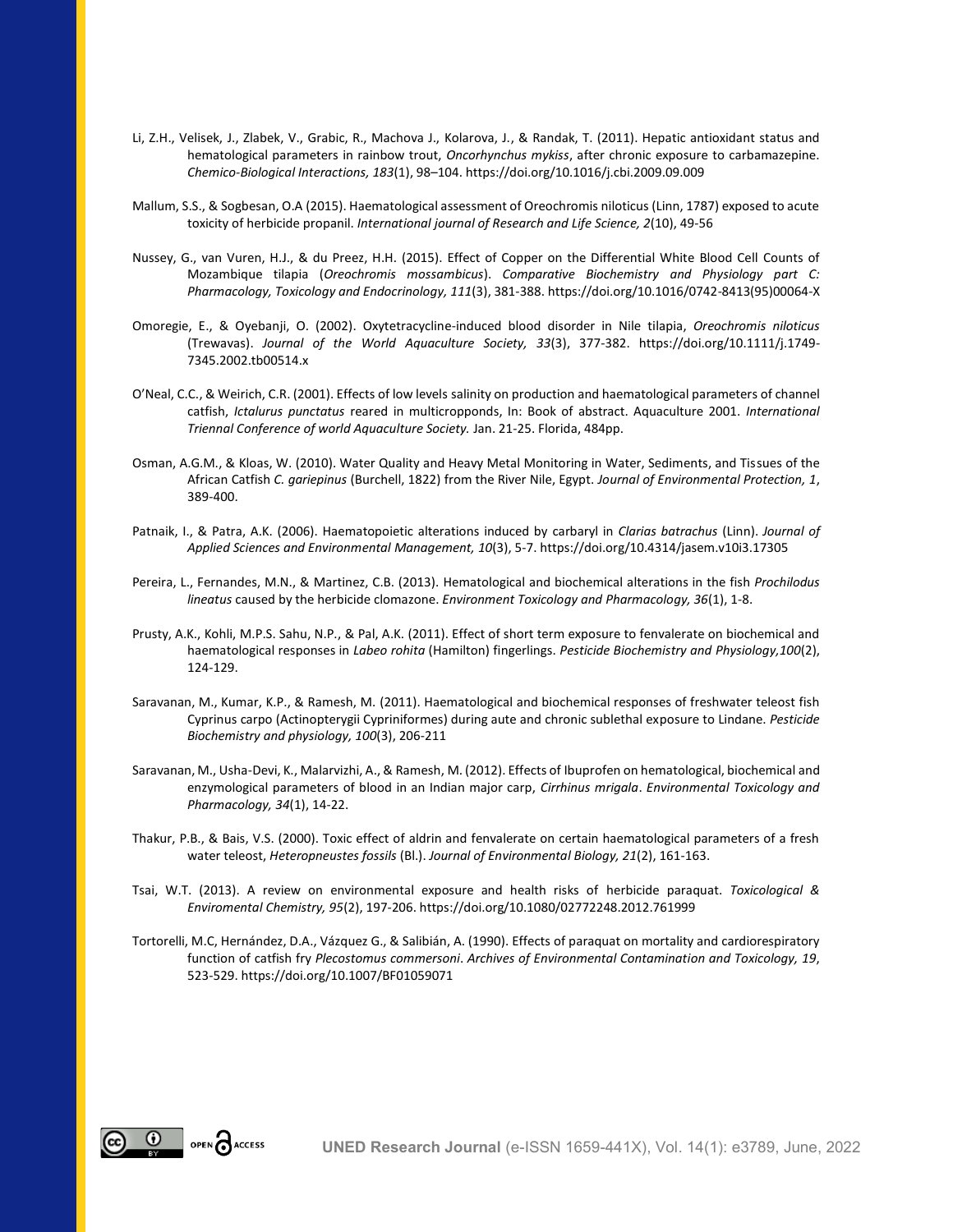Li, Z.H., Velisek, J., Zlabek, V., Grabic, R., Machova J., Kolarova, J., & Randak, T. (2011). Hepatic antioxidant status and hematological parameters in rainbow trout, *Oncorhynchus mykiss*, after chronic exposure to carbamazepine. *Chemico-Biological Interactions, 183*(1), 98–104. https://doi.org/10.1016/j.cbi.2009.09.009

Mallum, S.S., & Sogbesan, O.A (2015). Haematological assessment of Oreochromis niloticus (Linn, 1787) exposed to acute toxicity of herbicide propanil. *International journal of Research and Life Science, 2*(10), 49-56

Nussey, G., van Vuren, H.J., & du Preez, H.H. (2015). Effect of Copper on the Differential White Blood Cell Counts of Mozambique tilapia (*Oreochromis mossambicus*). *Comparative Biochemistry and Physiology part C: Pharmacology, Toxicology and Endocrinology, 111*(3), 381-388. https://doi.org/10.1016/0742-8413(95)00064-X

Omoregie, E., & Oyebanji, O. (2002). Oxytetracycline-induced blood disorder in Nile tilapia, *Oreochromis niloticus* (Trewavas). *Journal of the World Aquaculture Society, 33*(3), 377-382. https://doi.org/10.1111/j.1749-7345.2002.tb00514.x

O'Neal, C.C., & Weirich, C.R. (2001). Effects of low levels salinity on production and haematological parameters of channel catfish, *Ictalurus punctatus* reared in multicropponds, In: Book of abstract. Aquaculture 2001. *International Triennal Conference of world Aquaculture Society.* Jan. 21-25. Florida, 484pp.

Osman, A.G.M., & Kloas, W. (2010). Water Quality and Heavy Metal Monitoring in Water, Sediments, and Tissues of the African Catfish *C. gariepinus* (Burchell, 1822) from the River Nile, Egypt. *Journal of Environmental Protection, 1*, 389-400.

Patnaik, I., & Patra, A.K. (2006). Haematopoietic alterations induced by carbaryl in *Clarias batrachus* (Linn). *Journal of Applied Sciences and Environmental Management, 10*(3), 5-7. https://doi.org/10.4314/jasem.v10i3.17305

Pereira, L., Fernandes, M.N., & Martinez, C.B. (2013). Hematological and biochemical alterations in the fish *Prochilodus lineatus* caused by the herbicide clomazone. *Environment Toxicology and Pharmacology, 36*(1), 1-8.

Prusty, A.K., Kohli, M.P.S. Sahu, N.P., & Pal, A.K. (2011). Effect of short term exposure to fenvalerate on biochemical and haematological responses in *Labeo rohita* (Hamilton) fingerlings. *Pesticide Biochemistry and Physiology,100*(2), 124-129.

Saravanan, M., Kumar, K.P., & Ramesh, M. (2011). Haematological and biochemical responses of freshwater teleost fish Cyprinus carpo (Actinopterygii Cypriniformes) during aute and chronic sublethal exposure to Lindane. *Pesticide Biochemistry and physiology, 100*(3), 206-211

Saravanan, M., Usha-Devi, K., Malarvizhi, A., & Ramesh, M. (2012). Effects of Ibuprofen on hematological, biochemical and enzymological parameters of blood in an Indian major carp, *Cirrhinus mrigala*. *Environmental Toxicology and Pharmacology, 34*(1), 14-22.

Thakur, P.B., & Bais, V.S. (2000). Toxic effect of aldrin and fenvalerate on certain haematological parameters of a fresh water teleost, *Heteropneustes fossils* (Bl.). *Journal of Environmental Biology, 21*(2), 161-163.

Tsai, W.T. (2013). A review on environmental exposure and health risks of herbicide paraquat. *Toxicological & Enviromental Chemistry, 95*(2), 197-206. https://doi.org/10.1080/02772248.2012.761999

Tortorelli, M.C, Hernández, D.A., Vázquez G., & Salibián, A. (1990). Effects of paraquat on mortality and cardiorespiratory function of catfish fry *Plecostomus commersoni*. *Archives of Environmental Contamination and Toxicology, 19*, 523-529. https://doi.org/10.1007/BF01059071